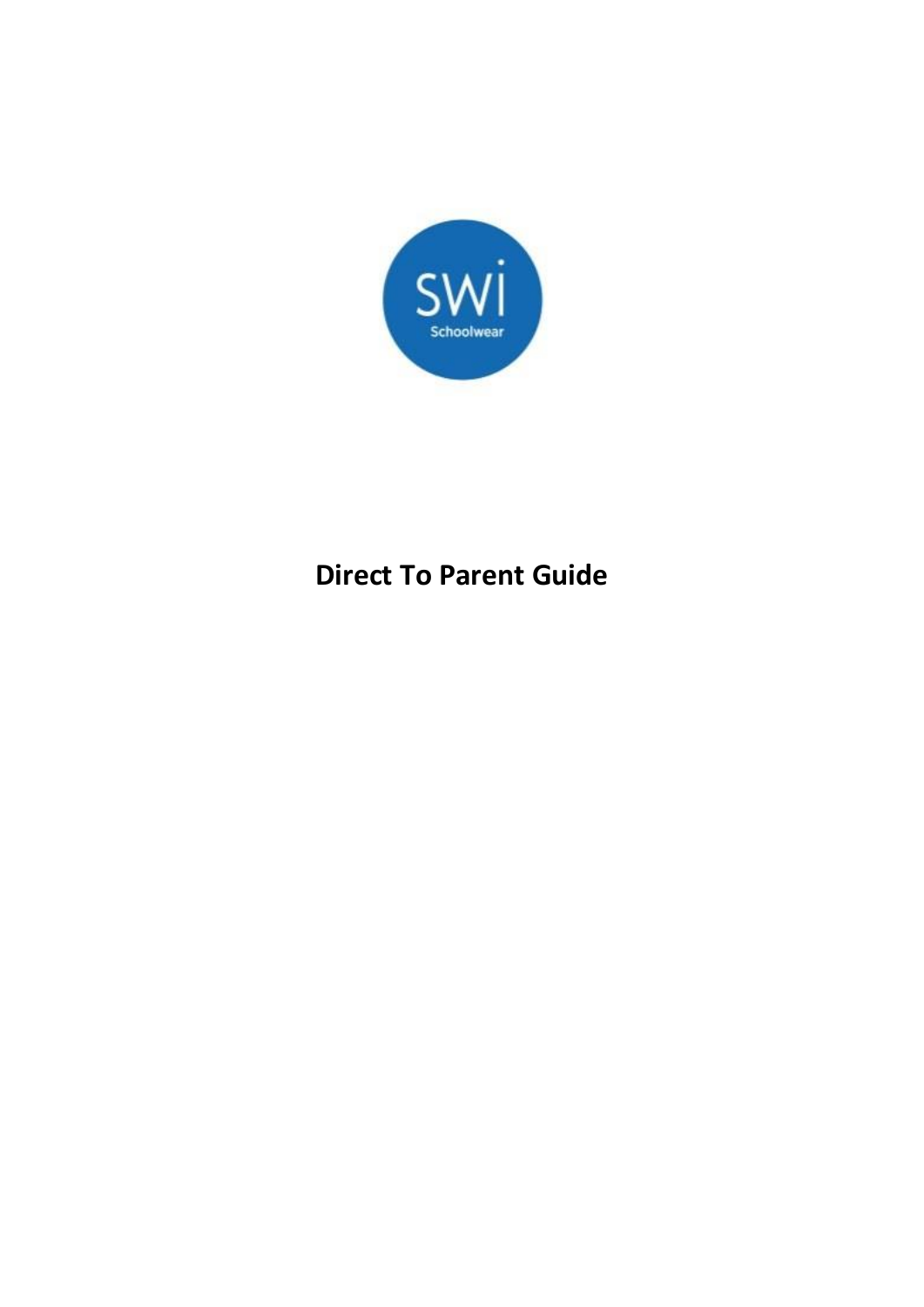SWI

Schoolwear

# Direct To Parent Guide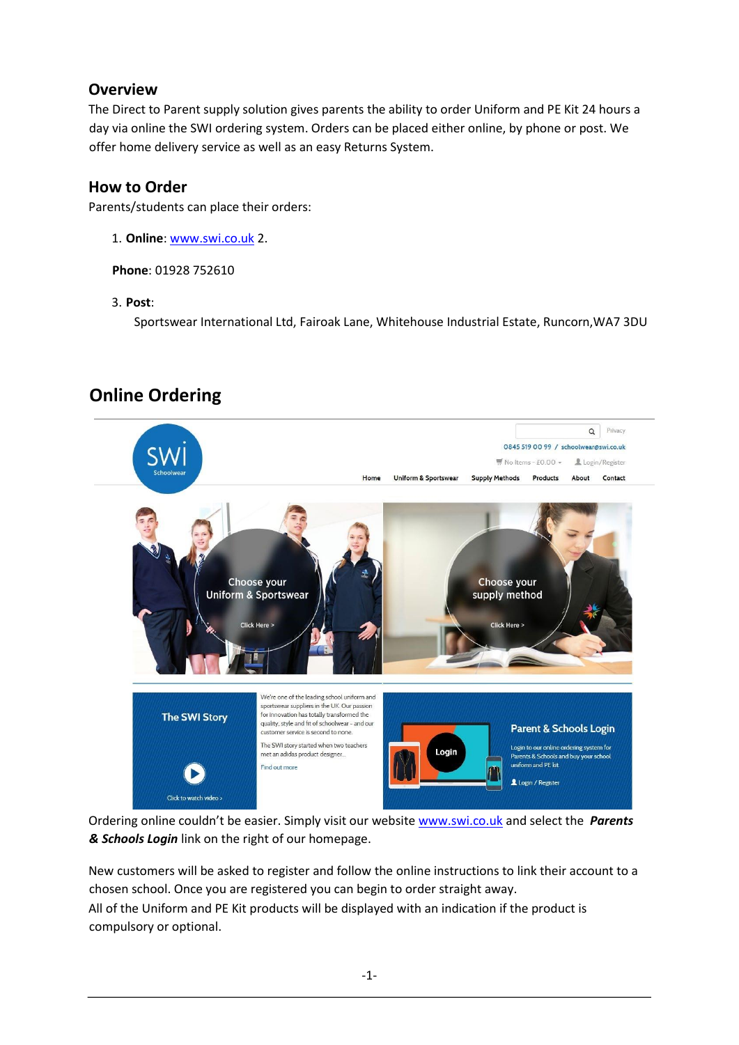## Overview

The Direct to Parent supply solution gives parents the ability to order Uniform and PE Kit 24 hours a day via online the SWI ordering system. Orders can be placed either online, by phone or post. We offer home delivery service as well as an easy Returns System.

## How to Order

Parents/students can place their orders:

1. **Online**: www.swi.co.uk 2.

**Phone**: 01928 752610

3. **Post**:

Sportswear International Ltd, Fairoak Lane, Whitehouse Industrial Estate, Runcorn,WA7 3DU

# Online Ordering

Ordering online couldn't be easier. Simply visit our website www.swi.co.uk and select the ***Parents & Schools Login*** link on the right of our homepage.

New customers will be asked to register and follow the online instructions to link their account to a chosen school. Once you are registered you can begin to order straight away.
All of the Uniform and PE Kit products will be displayed with an indication if the product is compulsory or optional.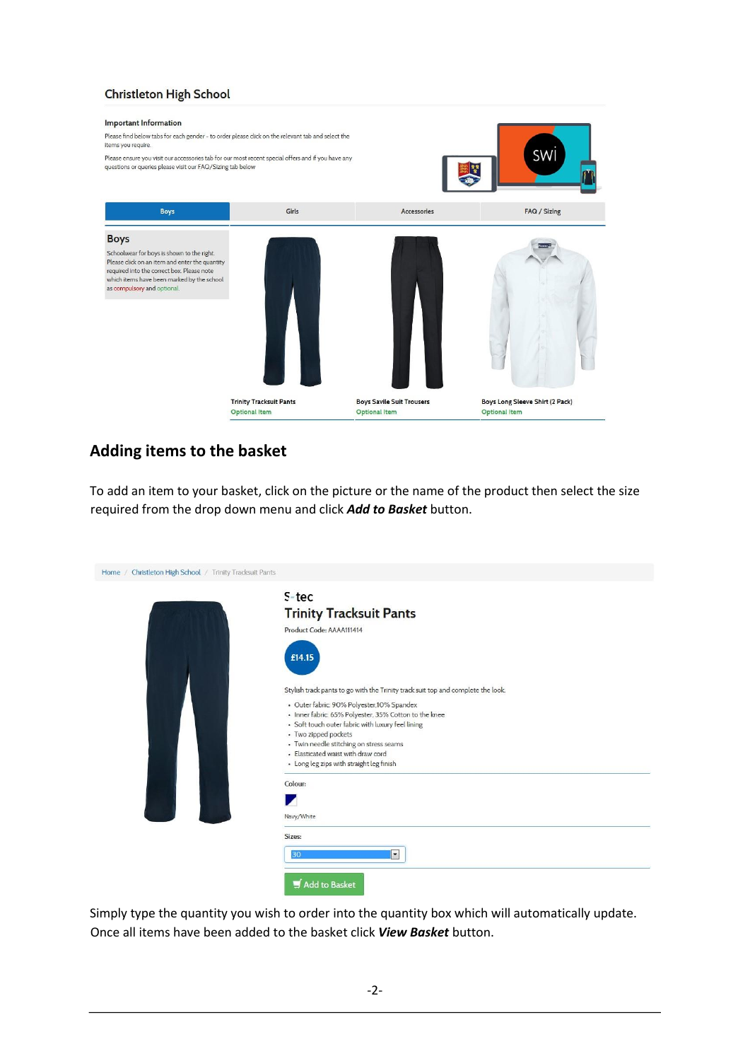Christleton High School

**Important Information**

Please find below tabs for each gender - to order please click on the relevant tab and select the items you require.

Please ensure you visit our accessories tab for our most recent special offers and if you have any questions or queries please visit our FAQ/Sizing tab below

Boys | Girls | Accessories | FAQ / Sizing

**Boys**

Schoolwear for boys is shown to the right. Please click on an item and enter the quantity required into the correct box. Please note which items have been marked by the school as compulsory and optional.

Trinity Tracksuit Pants
Optional Item

Boys Savile Suit Trousers
Optional Item

Boys Long Sleeve Shirt (2 Pack)
Optional Item

## Adding items to the basket

To add an item to your basket, click on the picture or the name of the product then select the size required from the drop down menu and click ***Add to Basket*** button.

Home / Christleton High School / Trinity Tracksuit Pants

S-tec
Trinity Tracksuit Pants

Product Code: AAAA111414

£14.15

Stylish track pants to go with the Trinity track suit top and complete the look.

- Outer fabric: 90% Polyester,10% Spandex
- Inner fabric: 65% Polyester, 35% Cotton to the knee
- Soft touch outer fabric with luxury feel lining
- Two zipped pockets
- Twin needle stitching on stress seams
- Elasticated waist with draw cord
- Long leg zips with straight leg finish

Colour:

Navy/White

Sizes:

30

Add to Basket

Simply type the quantity you wish to order into the quantity box which will automatically update. Once all items have been added to the basket click ***View Basket*** button.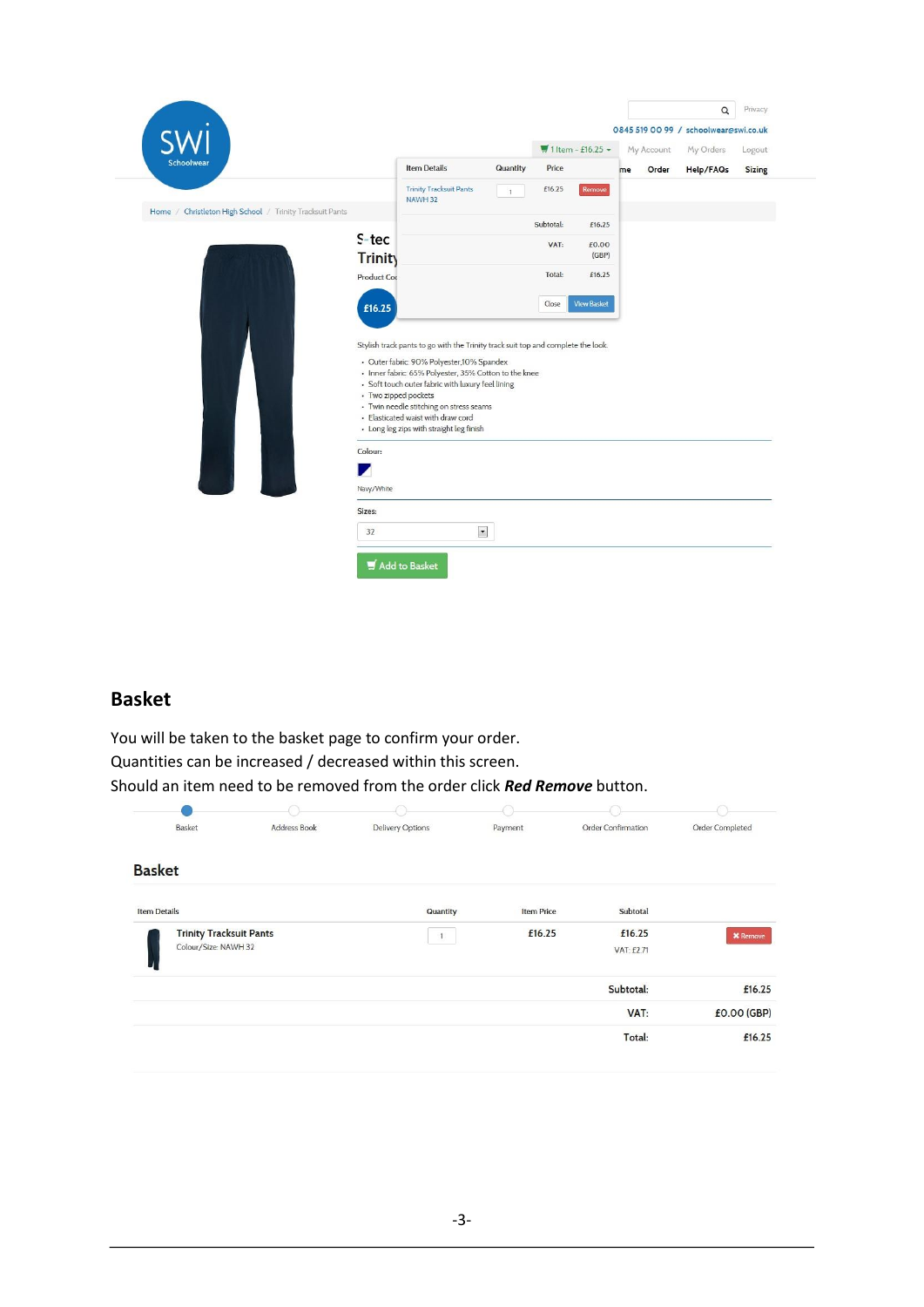## Basket

You will be taken to the basket page to confirm your order.
Quantities can be increased / decreased within this screen.
Should an item need to be removed from the order click ***Red Remove*** button.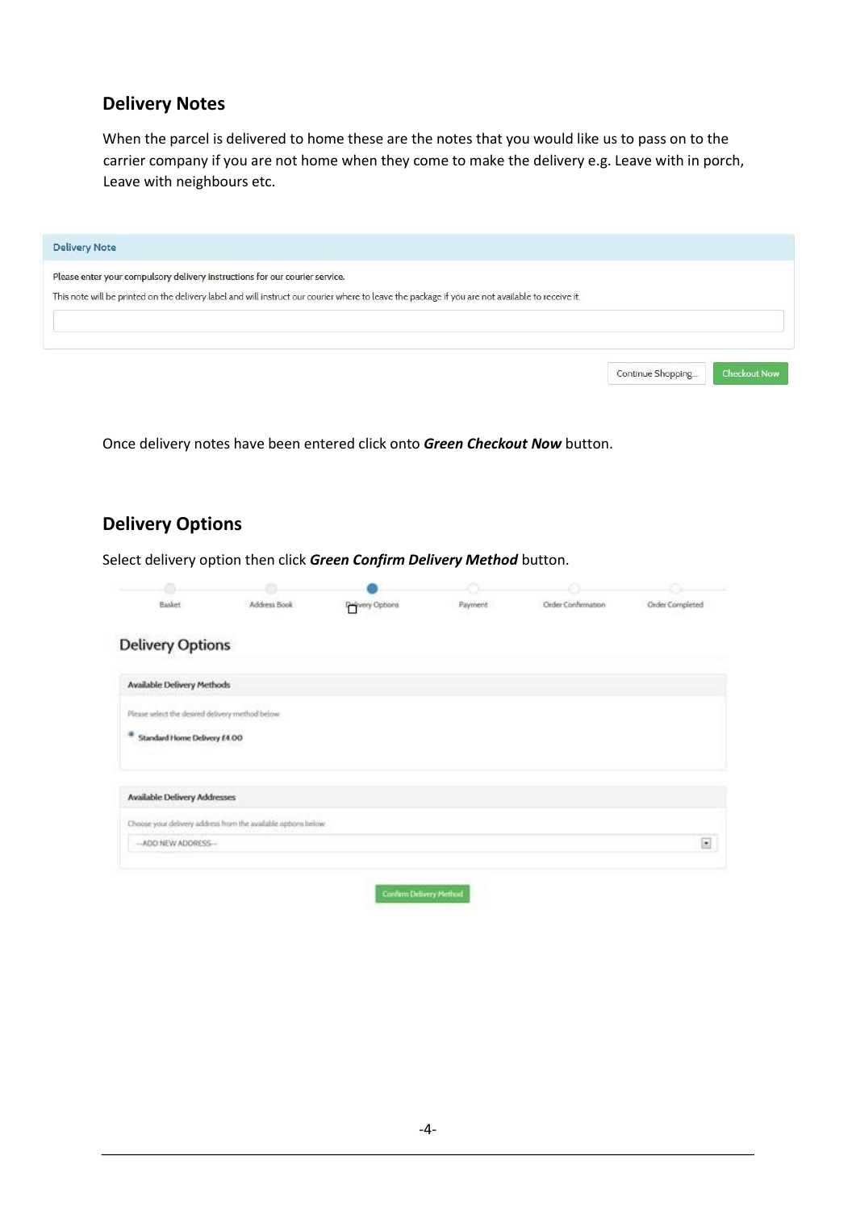## Delivery Notes

When the parcel is delivered to home these are the notes that you would like us to pass on to the carrier company if you are not home when they come to make the delivery e.g. Leave with in porch, Leave with neighbours etc.

**Delivery Note**

Please enter your compulsory delivery instructions for our courier service.

This note will be printed on the delivery label and will instruct our courier where to leave the package if you are not available to receive it

Continue Shopping... | Checkout Now

Once delivery notes have been entered click onto ***Green Checkout Now*** button.

## Delivery Options

Select delivery option then click ***Green Confirm Delivery Method*** button.

Basket | Address Book | Delivery Options | Payment | Order Confirmation | Order Completed

**Delivery Options**

**Available Delivery Methods**

Please select the desired delivery method below

- Standard Home Delivery £4.00

**Available Delivery Addresses**

Choose your delivery address from the available options below

--ADD NEW ADDRESS--

Confirm Delivery Method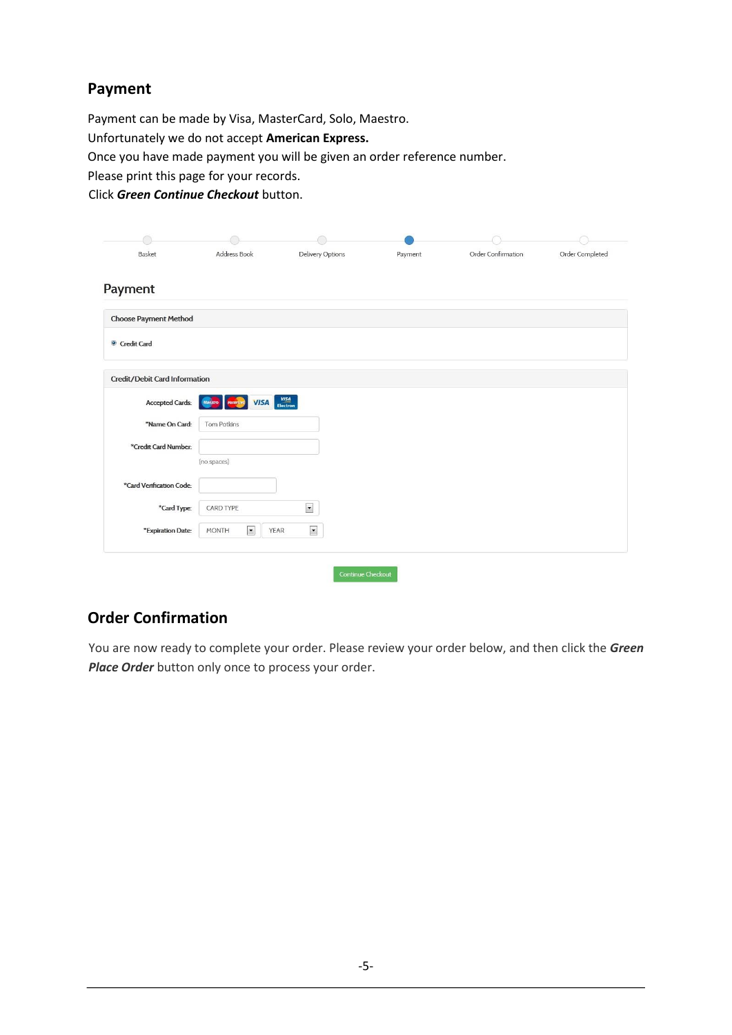## Payment

Payment can be made by Visa, MasterCard, Solo, Maestro.
Unfortunately we do not accept **American Express.**
Once you have made payment you will be given an order reference number.
Please print this page for your records.
Click ***Green Continue Checkout*** button.

## Order Confirmation

You are now ready to complete your order. Please review your order below, and then click the ***Green Place Order*** button only once to process your order.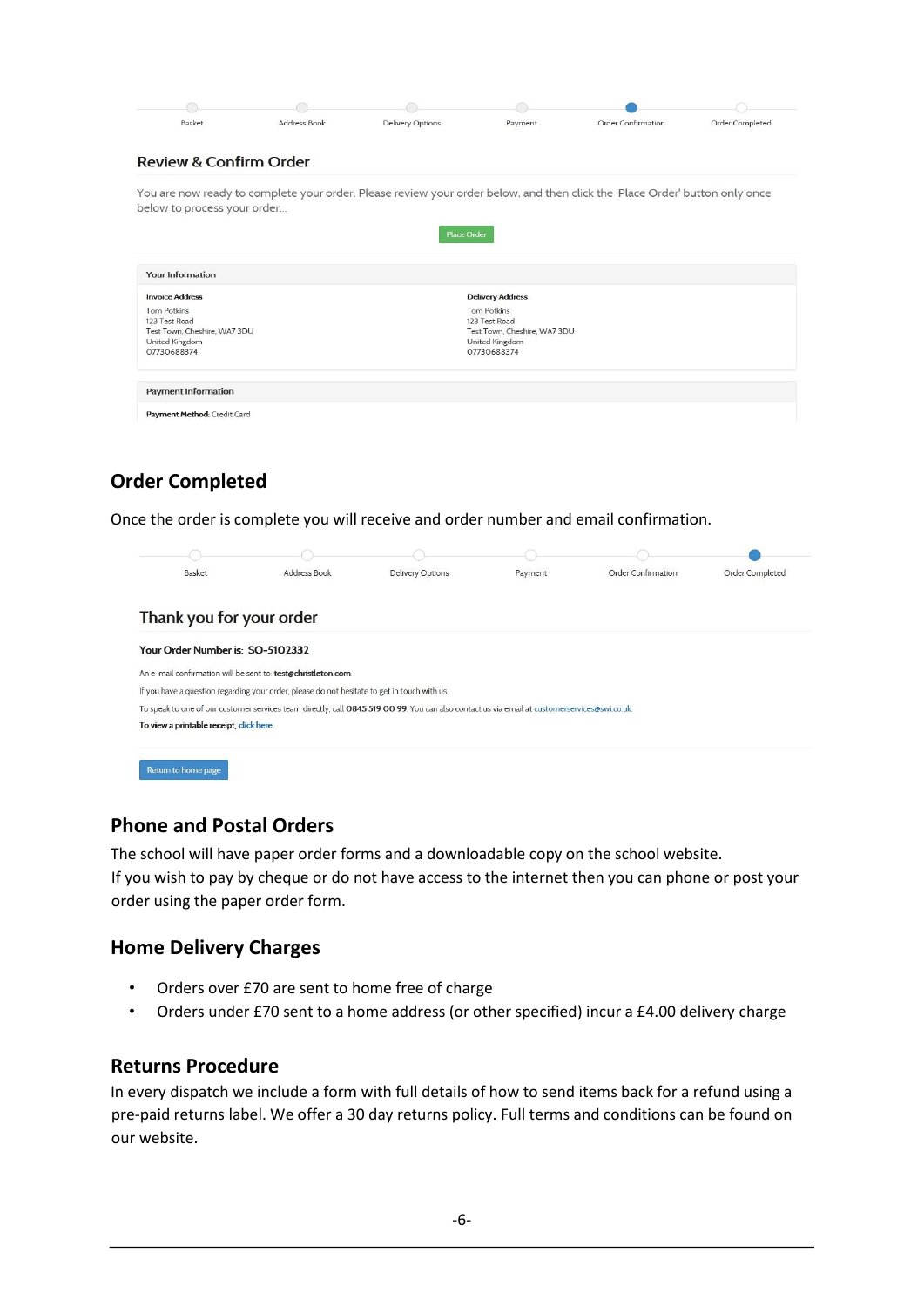Basket | Address Book | Delivery Options | Payment | Order Confirmation | Order Completed

### Review & Confirm Order

You are now ready to complete your order. Please review your order below, and then click the 'Place Order' button only once below to process your order...

Place Order

**Your Information**

**Invoice Address**
Tom Potkins
123 Test Road
Test Town, Cheshire, WA7 3DU
United Kingdom
07730688374

**Delivery Address**
Tom Potkins
123 Test Road
Test Town, Cheshire, WA7 3DU
United Kingdom
07730688374

**Payment Information**

**Payment Method:** Credit Card

## Order Completed

Once the order is complete you will receive and order number and email confirmation.

Basket | Address Book | Delivery Options | Payment | Order Confirmation | Order Completed

### Thank you for your order

**Your Order Number is: SO-5102332**

An e-mail confirmation will be sent to: **test@christleton.com**

If you have a question regarding your order, please do not hesitate to get in touch with us.

To speak to one of our customer services team directly, call **0845 519 00 99**. You can also contact us via email at customerservices@swi.co.uk

**To view a printable receipt,** click here.

Return to home page

## Phone and Postal Orders

The school will have paper order forms and a downloadable copy on the school website.
If you wish to pay by cheque or do not have access to the internet then you can phone or post your order using the paper order form.

## Home Delivery Charges

- Orders over £70 are sent to home free of charge
- Orders under £70 sent to a home address (or other specified) incur a £4.00 delivery charge

## Returns Procedure

In every dispatch we include a form with full details of how to send items back for a refund using a pre-paid returns label. We offer a 30 day returns policy. Full terms and conditions can be found on our website.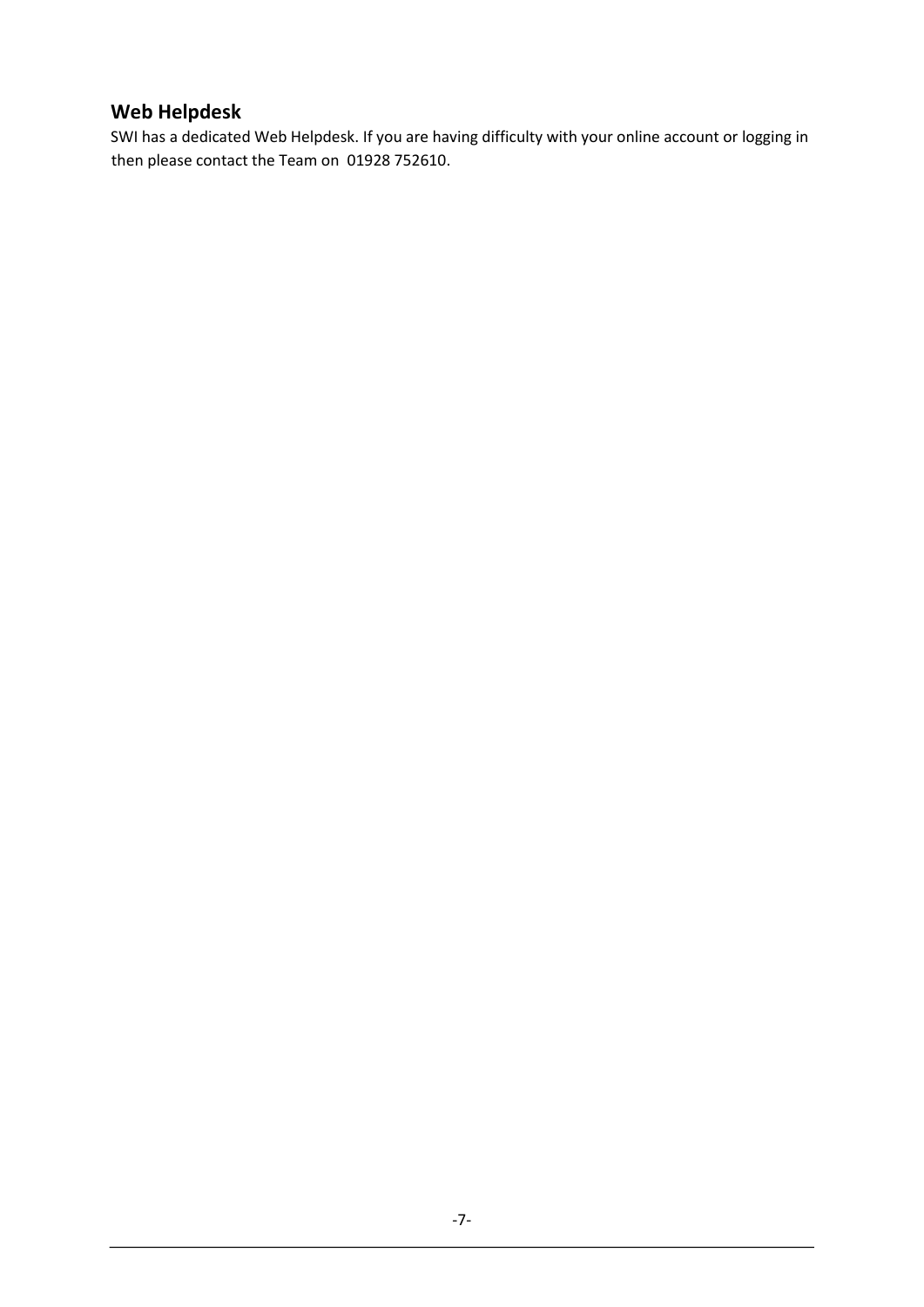## Web Helpdesk

SWI has a dedicated Web Helpdesk. If you are having difficulty with your online account or logging in then please contact the Team on 01928 752610.